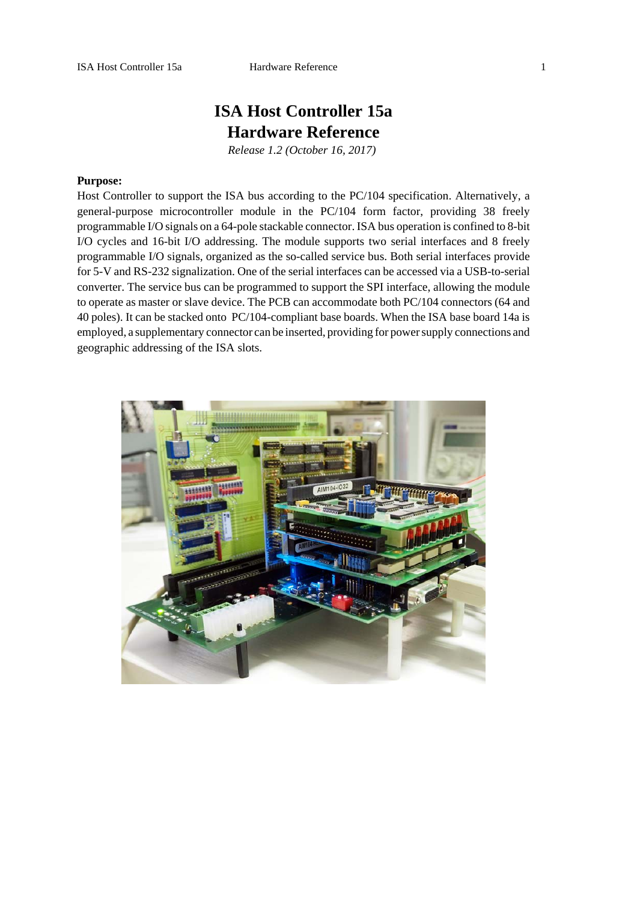# ISA Host Controller 15a
# Hardware Reference

*Release 1.2 (October 16, 2017)*

**Purpose:**

Host Controller to support the ISA bus according to the PC/104 specification. Alternatively, a general-purpose microcontroller module in the PC/104 form factor, providing 38 freely programmable I/O signals on a 64-pole stackable connector. ISA bus operation is confined to 8-bit I/O cycles and 16-bit I/O addressing. The module supports two serial interfaces and 8 freely programmable I/O signals, organized as the so-called service bus. Both serial interfaces provide for 5-V and RS-232 signalization. One of the serial interfaces can be accessed via a USB-to-serial converter. The service bus can be programmed to support the SPI interface, allowing the module to operate as master or slave device. The PCB can accommodate both PC/104 connectors (64 and 40 poles). It can be stacked onto PC/104-compliant base boards. When the ISA base board 14a is employed, a supplementary connector can be inserted, providing for power supply connections and geographic addressing of the ISA slots.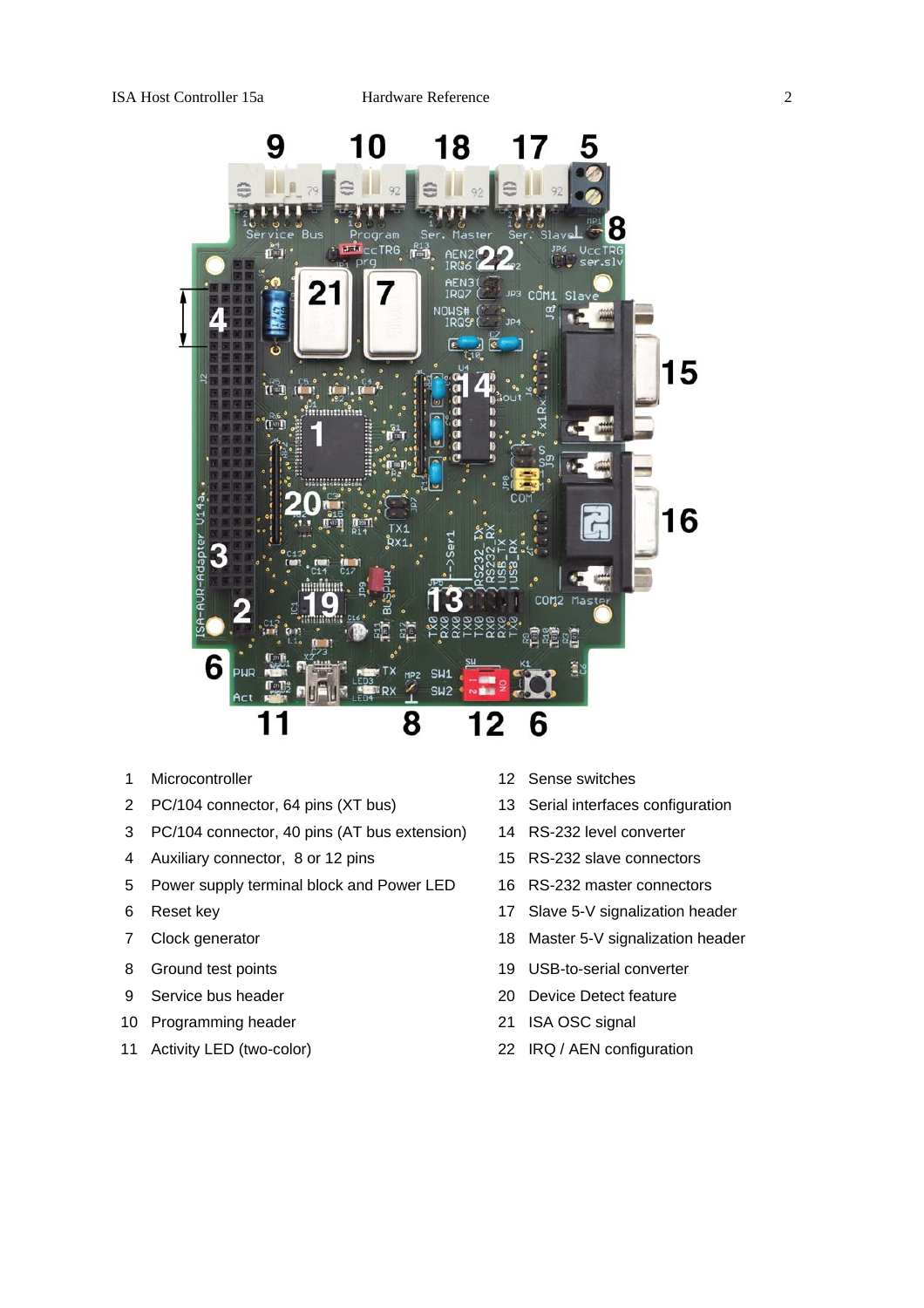1. Microcontroller
2. PC/104 connector, 64 pins (XT bus)
3. PC/104 connector, 40 pins (AT bus extension)
4. Auxiliary connector, 8 or 12 pins
5. Power supply terminal block and Power LED
6. Reset key
7. Clock generator
8. Ground test points
9. Service bus header
10. Programming header
11. Activity LED (two-color)
12. Sense switches
13. Serial interfaces configuration
14. RS-232 level converter
15. RS-232 slave connectors
16. RS-232 master connectors
17. Slave 5-V signalization header
18. Master 5-V signalization header
19. USB-to-serial converter
20. Device Detect feature
21. ISA OSC signal
22. IRQ / AEN configuration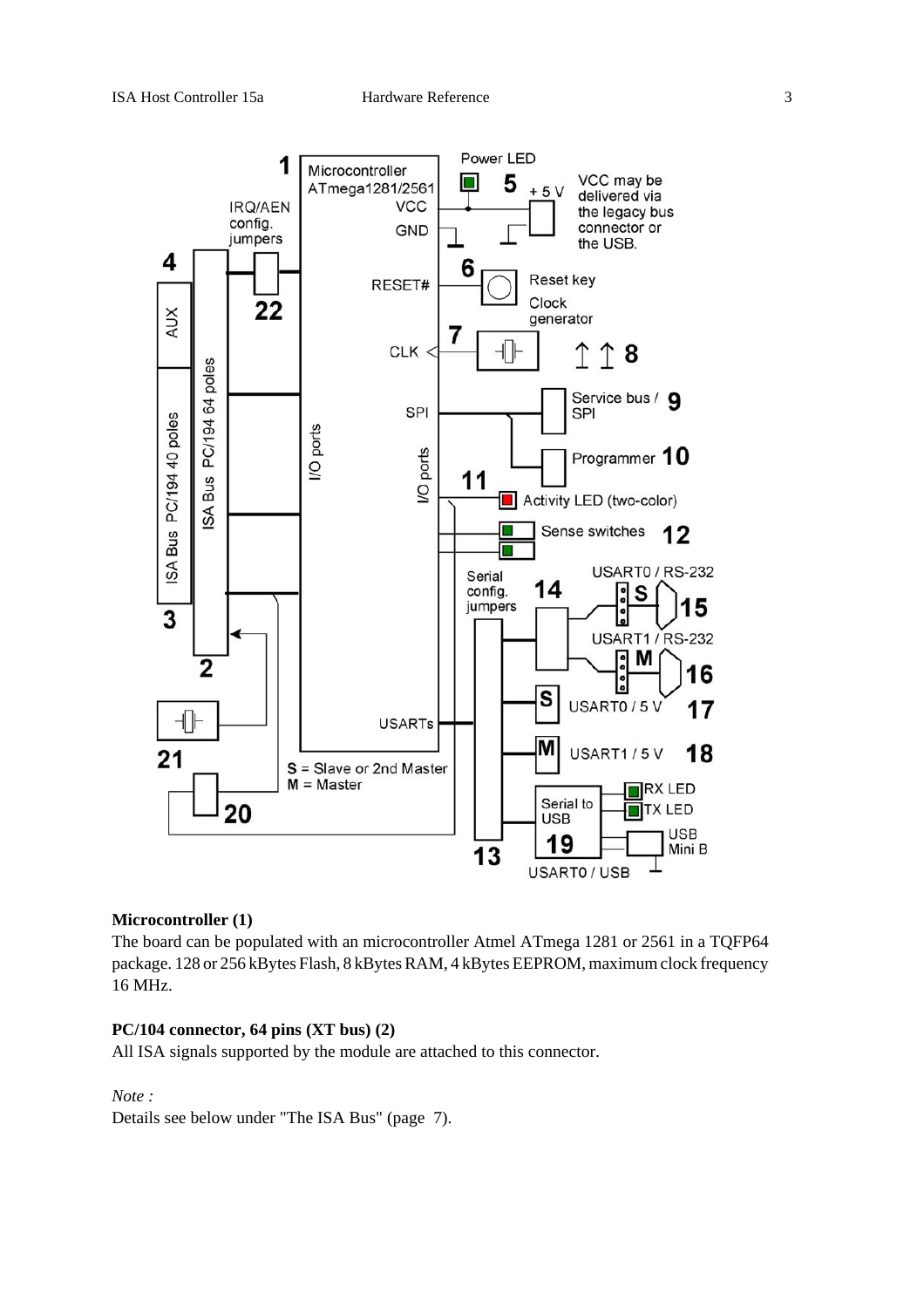**Microcontroller (1)**

The board can be populated with an microcontroller Atmel ATmega 1281 or 2561 in a TQFP64 package. 128 or 256 kBytes Flash, 8 kBytes RAM, 4 kBytes EEPROM, maximum clock frequency 16 MHz.

**PC/104 connector, 64 pins (XT bus) (2)**

All ISA signals supported by the module are attached to this connector.

*Note :*

Details see below under "The ISA Bus" (page 7).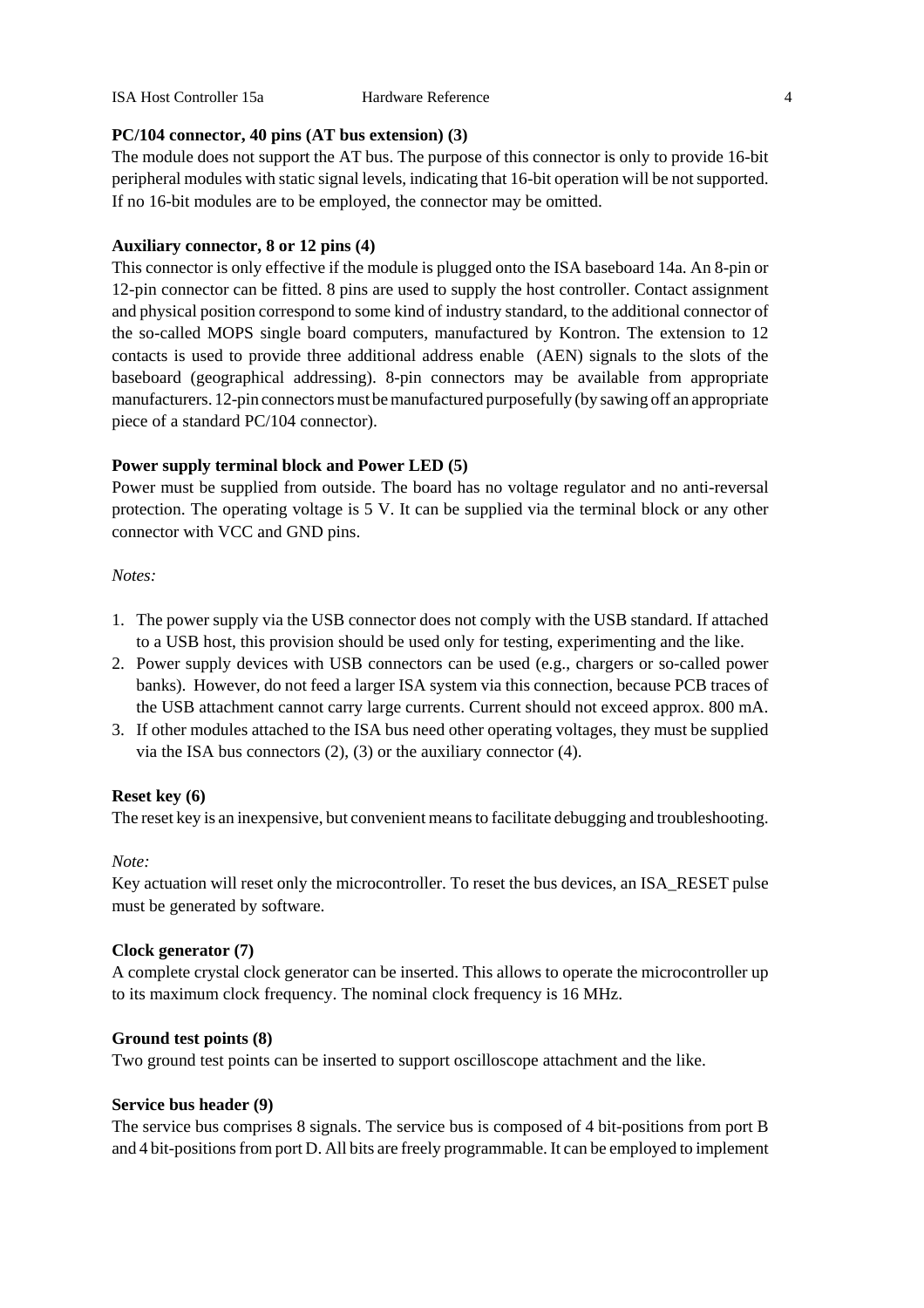**PC/104 connector, 40 pins (AT bus extension) (3)**

The module does not support the AT bus. The purpose of this connector is only to provide 16-bit peripheral modules with static signal levels, indicating that 16-bit operation will be not supported. If no 16-bit modules are to be employed, the connector may be omitted.

**Auxiliary connector, 8 or 12 pins (4)**

This connector is only effective if the module is plugged onto the ISA baseboard 14a. An 8-pin or 12-pin connector can be fitted. 8 pins are used to supply the host controller. Contact assignment and physical position correspond to some kind of industry standard, to the additional connector of the so-called MOPS single board computers, manufactured by Kontron. The extension to 12 contacts is used to provide three additional address enable (AEN) signals to the slots of the baseboard (geographical addressing). 8-pin connectors may be available from appropriate manufacturers. 12-pin connectors must be manufactured purposefully (by sawing off an appropriate piece of a standard PC/104 connector).

**Power supply terminal block and Power LED (5)**

Power must be supplied from outside. The board has no voltage regulator and no anti-reversal protection. The operating voltage is 5 V. It can be supplied via the terminal block or any other connector with VCC and GND pins.

*Notes:*

1. The power supply via the USB connector does not comply with the USB standard. If attached to a USB host, this provision should be used only for testing, experimenting and the like.
2. Power supply devices with USB connectors can be used (e.g., chargers or so-called power banks). However, do not feed a larger ISA system via this connection, because PCB traces of the USB attachment cannot carry large currents. Current should not exceed approx. 800 mA.
3. If other modules attached to the ISA bus need other operating voltages, they must be supplied via the ISA bus connectors (2), (3) or the auxiliary connector (4).

**Reset key (6)**

The reset key is an inexpensive, but convenient means to facilitate debugging and troubleshooting.

*Note:*

Key actuation will reset only the microcontroller. To reset the bus devices, an ISA_RESET pulse must be generated by software.

**Clock generator (7)**

A complete crystal clock generator can be inserted. This allows to operate the microcontroller up to its maximum clock frequency. The nominal clock frequency is 16 MHz.

**Ground test points (8)**

Two ground test points can be inserted to support oscilloscope attachment and the like.

**Service bus header (9)**

The service bus comprises 8 signals. The service bus is composed of 4 bit-positions from port B and 4 bit-positions from port D. All bits are freely programmable. It can be employed to implement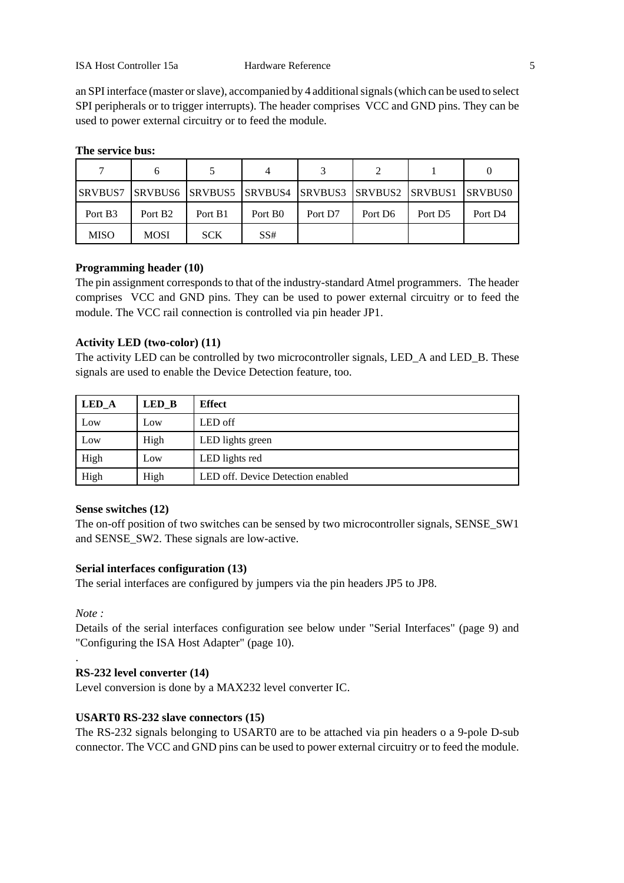an SPI interface (master or slave), accompanied by 4 additional signals (which can be used to select SPI peripherals or to trigger interrupts). The header comprises  VCC and GND pins. They can be used to power external circuitry or to feed the module.

**The service bus:**

| 7 | 6 | 5 | 4 | 3 | 2 | 1 | 0 |
|---|---|---|---|---|---|---|---|
| SRVBUS7 | SRVBUS6 | SRVBUS5 | SRVBUS4 | SRVBUS3 | SRVBUS2 | SRVBUS1 | SRVBUS0 |
| Port B3 | Port B2 | Port B1 | Port B0 | Port D7 | Port D6 | Port D5 | Port D4 |
| MISO | MOSI | SCK | SS# | | | | |

**Programming header (10)**

The pin assignment corresponds to that of the industry-standard Atmel programmers.  The header comprises  VCC and GND pins. They can be used to power external circuitry or to feed the module. The VCC rail connection is controlled via pin header JP1.

**Activity LED (two-color) (11)**

The activity LED can be controlled by two microcontroller signals, LED_A and LED_B. These signals are used to enable the Device Detection feature, too.

| LED_A | LED_B | Effect |
|---|---|---|
| Low | Low | LED off |
| Low | High | LED lights green |
| High | Low | LED lights red |
| High | High | LED off. Device Detection enabled |

**Sense switches (12)**

The on-off position of two switches can be sensed by two microcontroller signals, SENSE_SW1 and SENSE_SW2. These signals are low-active.

**Serial interfaces configuration (13)**

The serial interfaces are configured by jumpers via the pin headers JP5 to JP8.

*Note :*

Details of the serial interfaces configuration see below under "Serial Interfaces" (page 9) and "Configuring the ISA Host Adapter" (page 10).

.

**RS-232 level converter (14)**

Level conversion is done by a MAX232 level converter IC.

**USART0 RS-232 slave connectors (15)**

The RS-232 signals belonging to USART0 are to be attached via pin headers o a 9-pole D-sub connector. The VCC and GND pins can be used to power external circuitry or to feed the module.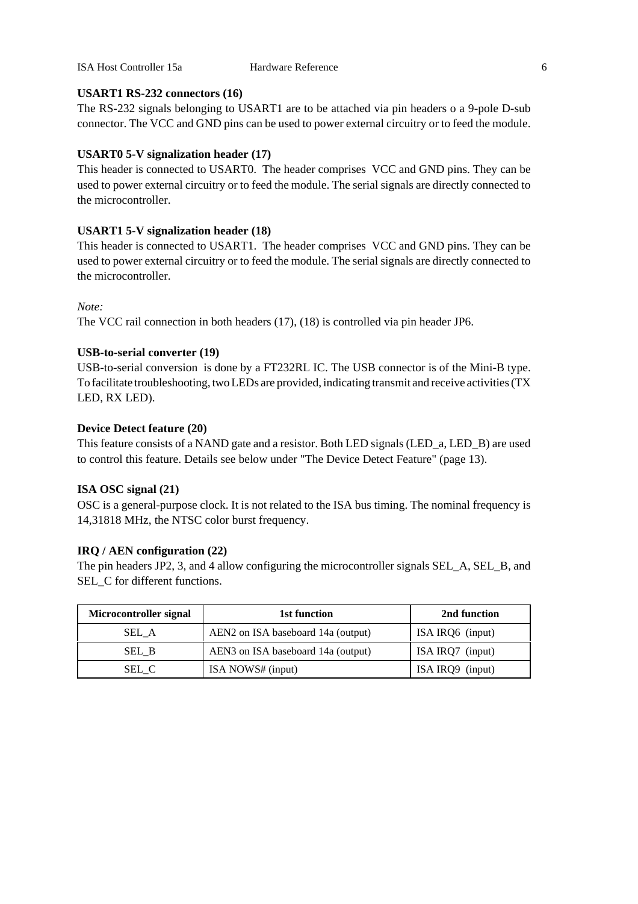**USART1 RS-232 connectors (16)**

The RS-232 signals belonging to USART1 are to be attached via pin headers o a 9-pole D-sub connector. The VCC and GND pins can be used to power external circuitry or to feed the module.

**USART0 5-V signalization header (17)**

This header is connected to USART0. The header comprises VCC and GND pins. They can be used to power external circuitry or to feed the module. The serial signals are directly connected to the microcontroller.

**USART1 5-V signalization header (18)**

This header is connected to USART1. The header comprises VCC and GND pins. They can be used to power external circuitry or to feed the module. The serial signals are directly connected to the microcontroller.

*Note:*

The VCC rail connection in both headers (17), (18) is controlled via pin header JP6.

**USB-to-serial converter (19)**

USB-to-serial conversion is done by a FT232RL IC. The USB connector is of the Mini-B type. To facilitate troubleshooting, two LEDs are provided, indicating transmit and receive activities (TX LED, RX LED).

**Device Detect feature (20)**

This feature consists of a NAND gate and a resistor. Both LED signals (LED_a, LED_B) are used to control this feature. Details see below under "The Device Detect Feature" (page 13).

**ISA OSC signal (21)**

OSC is a general-purpose clock. It is not related to the ISA bus timing. The nominal frequency is 14,31818 MHz, the NTSC color burst frequency.

**IRQ / AEN configuration (22)**

The pin headers JP2, 3, and 4 allow configuring the microcontroller signals SEL_A, SEL_B, and SEL_C for different functions.

| Microcontroller signal | 1st function | 2nd function |
|---|---|---|
| SEL_A | AEN2 on ISA baseboard 14a (output) | ISA IRQ6 (input) |
| SEL_B | AEN3 on ISA baseboard 14a (output) | ISA IRQ7 (input) |
| SEL_C | ISA NOWS# (input) | ISA IRQ9 (input) |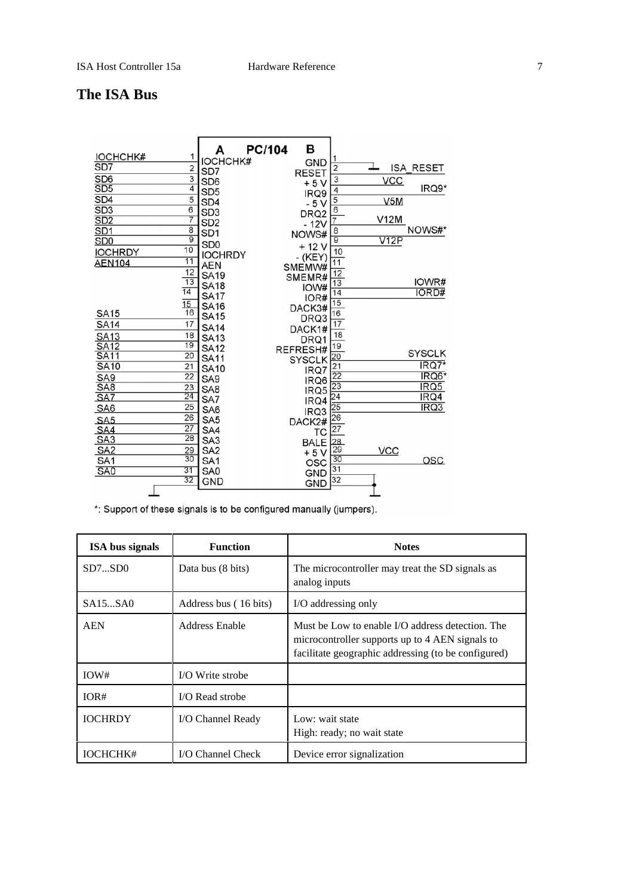# The ISA Bus

| Signal | Pin | A | PC/104 B | Pin | Signal |
|---|---|---|---|---|---|
| IOCHCHK# | 1 | IOCHCHK# | GND | 1 | |
| SD7 | 2 | SD7 | RESET | 2 | ISA_RESET |
| SD6 | 3 | SD6 | +5 V | 3 | VCC |
| SD5 | 4 | SD5 | IRQ9 | 4 | IRQ9* |
| SD4 | 5 | SD4 | -5 V | 5 | V5M |
| SD3 | 6 | SD3 | DRQ2 | 6 | |
| SD2 | 7 | SD2 | -12V | 7 | V12M |
| SD1 | 8 | SD1 | NOWS# | 8 | NOWS#* |
| SD0 | 9 | SD0 | +12 V | 9 | V12P |
| IOCHRDY | 10 | IOCHRDY | - (KEY) | 10 | |
| AEN104 | 11 | AEN | SMEMW# | 11 | |
| | 12 | SA19 | SMEMR# | 12 | |
| | 13 | SA18 | IOW# | 13 | IOWR# |
| | 14 | SA17 | IOR# | 14 | IORD# |
| | 15 | SA16 | DACK3# | 15 | |
| SA15 | 16 | SA15 | DRQ3 | 16 | |
| SA14 | 17 | SA14 | DACK1# | 17 | |
| SA13 | 18 | SA13 | DRQ1 | 18 | |
| SA12 | 19 | SA12 | REFRESH# | 19 | |
| SA11 | 20 | SA11 | SYSCLK | 20 | SYSCLK |
| SA10 | 21 | SA10 | IRQ7 | 21 | IRQ7* |
| SA9 | 22 | SA9 | IRQ6 | 22 | IRQ6* |
| SA8 | 23 | SA8 | IRQ5 | 23 | IRQ5 |
| SA7 | 24 | SA7 | IRQ4 | 24 | IRQ4 |
| SA6 | 25 | SA6 | IRQ3 | 25 | IRQ3 |
| SA5 | 26 | SA5 | DACK2# | 26 | |
| SA4 | 27 | SA4 | TC | 27 | |
| SA3 | 28 | SA3 | BALE | 28 | |
| SA2 | 29 | SA2 | +5 V | 29 | VCC |
| SA1 | 30 | SA1 | OSC | 30 | OSC |
| SA0 | 31 | SA0 | GND | 31 | |
| | 32 | GND | GND | 32 | |

*: Support of these signals is to be configured manually (jumpers).

| ISA bus signals | Function | Notes |
|---|---|---|
| SD7...SD0 | Data bus (8 bits) | The microcontroller may treat the SD signals as analog inputs |
| SA15...SA0 | Address bus ( 16 bits) | I/O addressing only |
| AEN | Address Enable | Must be Low to enable I/O address detection. The microcontroller supports up to 4 AEN signals to facilitate geographic addressing (to be configured) |
| IOW# | I/O Write strobe | |
| IOR# | I/O Read strobe | |
| IOCHRDY | I/O Channel Ready | Low: wait state<br>High: ready; no wait state |
| IOCHCHK# | I/O Channel Check | Device error signalization |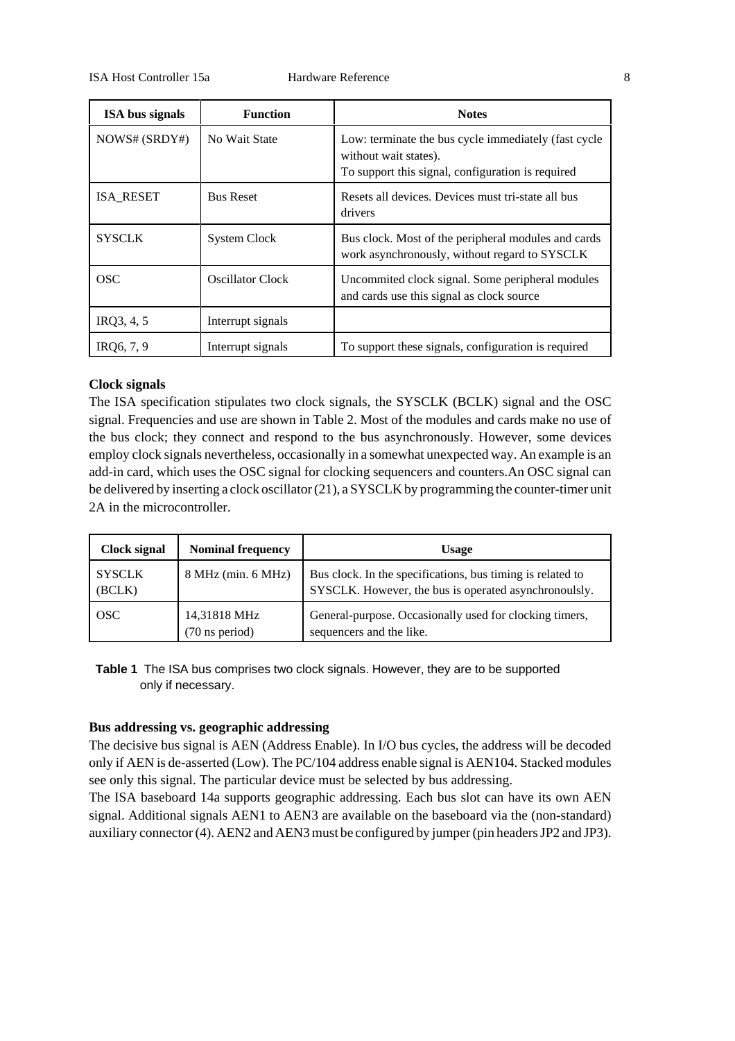| ISA bus signals | Function | Notes |
| --- | --- | --- |
| NOWS# (SRDY#) | No Wait State | Low: terminate the bus cycle immediately (fast cycle without wait states).<br>To support this signal, configuration is required |
| ISA_RESET | Bus Reset | Resets all devices. Devices must tri-state all bus drivers |
| SYSCLK | System Clock | Bus clock. Most of the peripheral modules and cards work asynchronously, without regard to SYSCLK |
| OSC | Oscillator Clock | Uncommited clock signal. Some peripheral modules and cards use this signal as clock source |
| IRQ3, 4, 5 | Interrupt signals | |
| IRQ6, 7, 9 | Interrupt signals | To support these signals, configuration is required |

**Clock signals**

The ISA specification stipulates two clock signals, the SYSCLK (BCLK) signal and the OSC signal. Frequencies and use are shown in Table 2. Most of the modules and cards make no use of the bus clock; they connect and respond to the bus asynchronously. However, some devices employ clock signals nevertheless, occasionally in a somewhat unexpected way. An example is an add-in card, which uses the OSC signal for clocking sequencers and counters.An OSC signal can be delivered by inserting a clock oscillator (21), a SYSCLK by programming the counter-timer unit 2A in the microcontroller.

| Clock signal | Nominal frequency | Usage |
| --- | --- | --- |
| SYSCLK (BCLK) | 8 MHz (min. 6 MHz) | Bus clock. In the specifications, bus timing is related to SYSCLK. However, the bus is operated asynchronoulsly. |
| OSC | 14,31818 MHz (70 ns period) | General-purpose. Occasionally used for clocking timers, sequencers and the like. |

**Table 1** The ISA bus comprises two clock signals. However, they are to be supported only if necessary.

**Bus addressing vs. geographic addressing**

The decisive bus signal is AEN (Address Enable). In I/O bus cycles, the address will be decoded only if AEN is de-asserted (Low). The PC/104 address enable signal is AEN104. Stacked modules see only this signal. The particular device must be selected by bus addressing.

The ISA baseboard 14a supports geographic addressing. Each bus slot can have its own AEN signal. Additional signals AEN1 to AEN3 are available on the baseboard via the (non-standard) auxiliary connector (4). AEN2 and AEN3 must be configured by jumper (pin headers JP2 and JP3).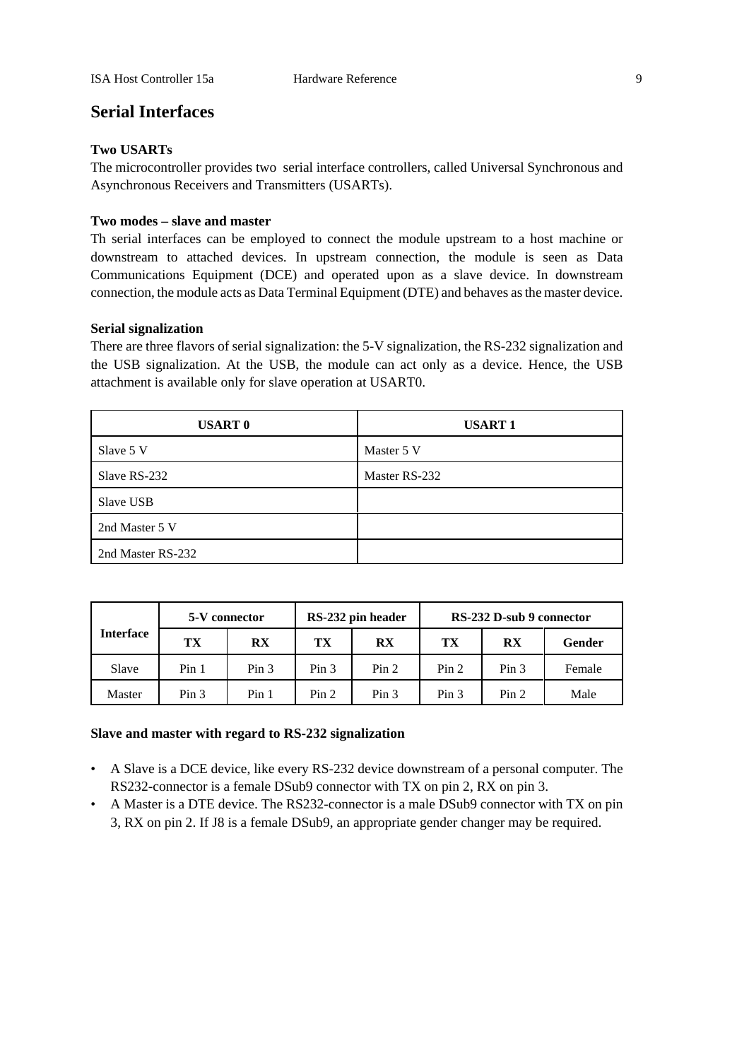# Serial Interfaces

**Two USARTs**

The microcontroller provides two  serial interface controllers, called Universal Synchronous and Asynchronous Receivers and Transmitters (USARTs).

**Two modes – slave and master**

Th serial interfaces can be employed to connect the module upstream to a host machine or downstream to attached devices. In upstream connection, the module is seen as Data Communications Equipment (DCE) and operated upon as a slave device. In downstream connection, the module acts as Data Terminal Equipment (DTE) and behaves as the master device.

**Serial signalization**

There are three flavors of serial signalization: the 5-V signalization, the RS-232 signalization and the USB signalization. At the USB, the module can act only as a device. Hence, the USB attachment is available only for slave operation at USART0.

| USART 0 | USART 1 |
|---|---|
| Slave 5 V | Master 5 V |
| Slave RS-232 | Master RS-232 |
| Slave USB | |
| 2nd Master 5 V | |
| 2nd Master RS-232 | |

| Interface | 5-V connector | | RS-232 pin header | | RS-232 D-sub 9 connector | | |
|---|---|---|---|---|---|---|---|
| | TX | RX | TX | RX | TX | RX | Gender |
| Slave | Pin 1 | Pin 3 | Pin 3 | Pin 2 | Pin 2 | Pin 3 | Female |
| Master | Pin 3 | Pin 1 | Pin 2 | Pin 3 | Pin 3 | Pin 2 | Male |

**Slave and master with regard to RS-232 signalization**

- A Slave is a DCE device, like every RS-232 device downstream of a personal computer. The RS232-connector is a female DSub9 connector with TX on pin 2, RX on pin 3.
- A Master is a DTE device. The RS232-connector is a male DSub9 connector with TX on pin 3, RX on pin 2. If J8 is a female DSub9, an appropriate gender changer may be required.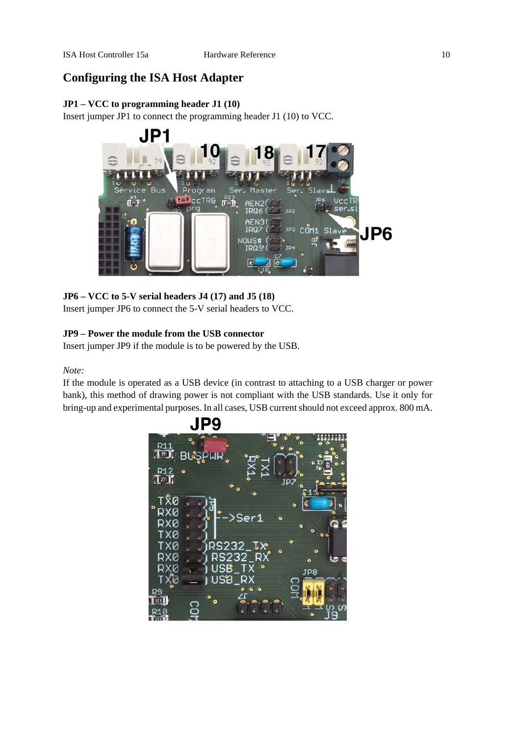## Configuring the ISA Host Adapter

**JP1 – VCC to programming header J1 (10)**

Insert jumper JP1 to connect the programming header J1 (10) to VCC.

**JP6 – VCC to 5-V serial headers J4 (17) and J5 (18)**

Insert jumper JP6 to connect the 5-V serial headers to VCC.

**JP9 – Power the module from the USB connector**

Insert jumper JP9 if the module is to be powered by the USB.

*Note:*

If the module is operated as a USB device (in contrast to attaching to a USB charger or power bank), this method of drawing power is not compliant with the USB standards. Use it only for bring-up and experimental purposes. In all cases, USB current should not exceed approx. 800 mA.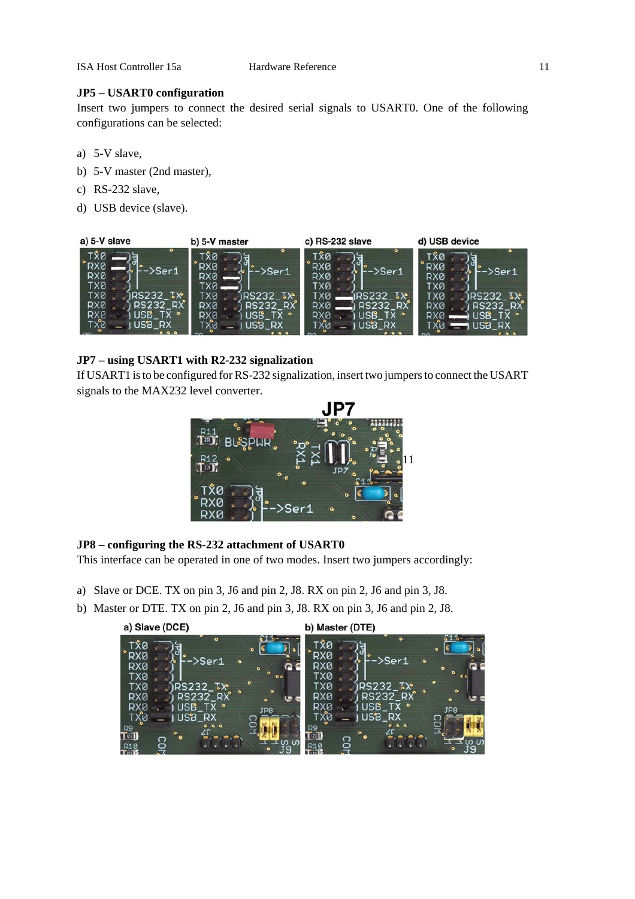### JP5 – USART0 configuration

Insert two jumpers to connect the desired serial signals to USART0. One of the following configurations can be selected:

a) 5-V slave,
b) 5-V master (2nd master),
c) RS-232 slave,
d) USB device (slave).

a) 5-V slave b) 5-V master c) RS-232 slave d) USB device

### JP7 – using USART1 with R2-232 signalization

If USART1 is to be configured for RS-232 signalization, insert two jumpers to connect the USART signals to the MAX232 level converter.

JP7

### JP8 – configuring the RS-232 attachment of USART0

This interface can be operated in one of two modes. Insert two jumpers accordingly:

a) Slave or DCE. TX on pin 3, J6 and pin 2, J8. RX on pin 2, J6 and pin 3, J8.
b) Master or DTE. TX on pin 2, J6 and pin 3, J8. RX on pin 3, J6 and pin 2, J8.

a) Slave (DCE) b) Master (DTE)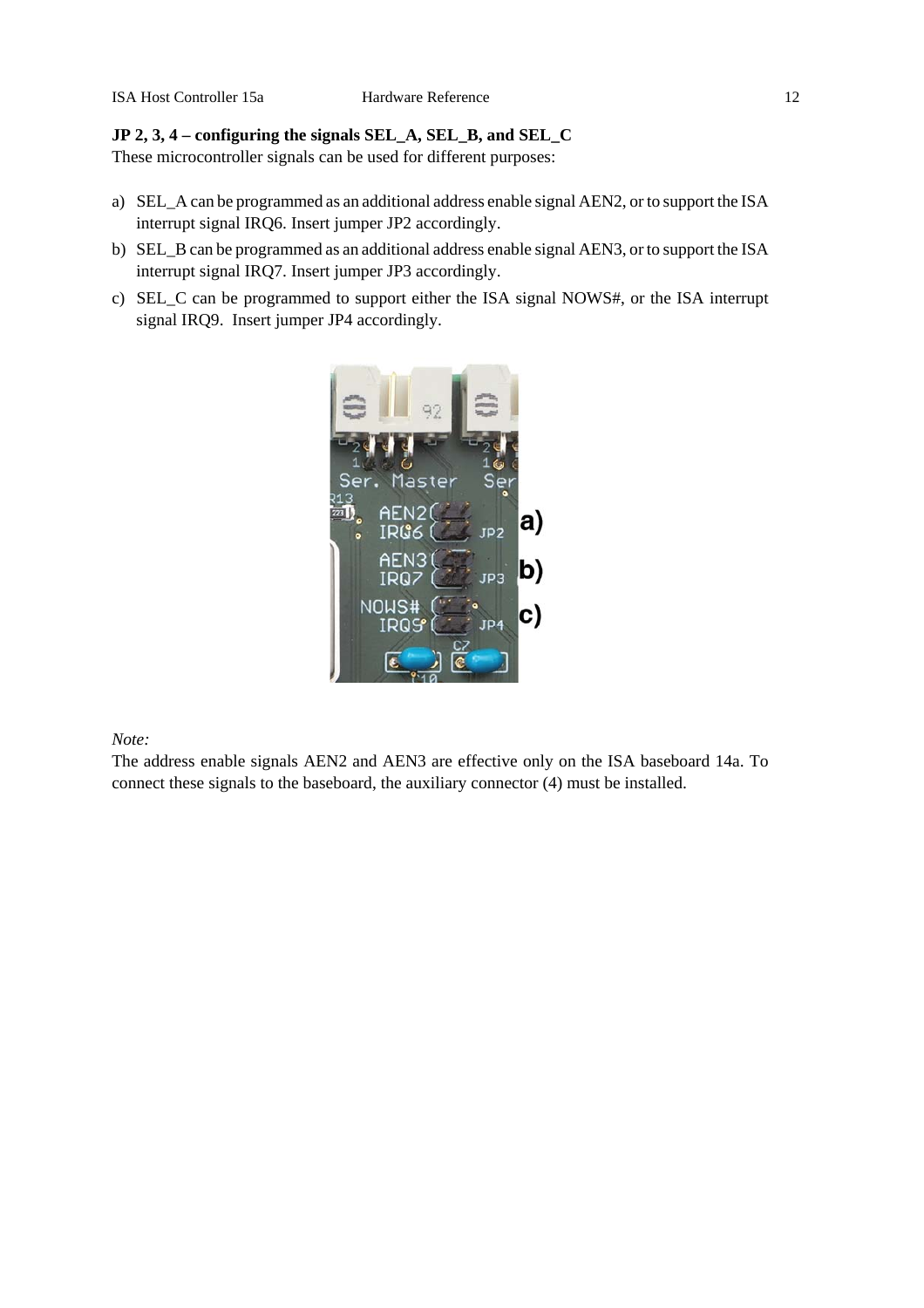**JP 2, 3, 4 – configuring the signals SEL_A, SEL_B, and SEL_C**

These microcontroller signals can be used for different purposes:

a) SEL_A can be programmed as an additional address enable signal AEN2, or to support the ISA interrupt signal IRQ6. Insert jumper JP2 accordingly.

b) SEL_B can be programmed as an additional address enable signal AEN3, or to support the ISA interrupt signal IRQ7. Insert jumper JP3 accordingly.

c) SEL_C can be programmed to support either the ISA signal NOWS#, or the ISA interrupt signal IRQ9. Insert jumper JP4 accordingly.

*Note:*

The address enable signals AEN2 and AEN3 are effective only on the ISA baseboard 14a. To connect these signals to the baseboard, the auxiliary connector (4) must be installed.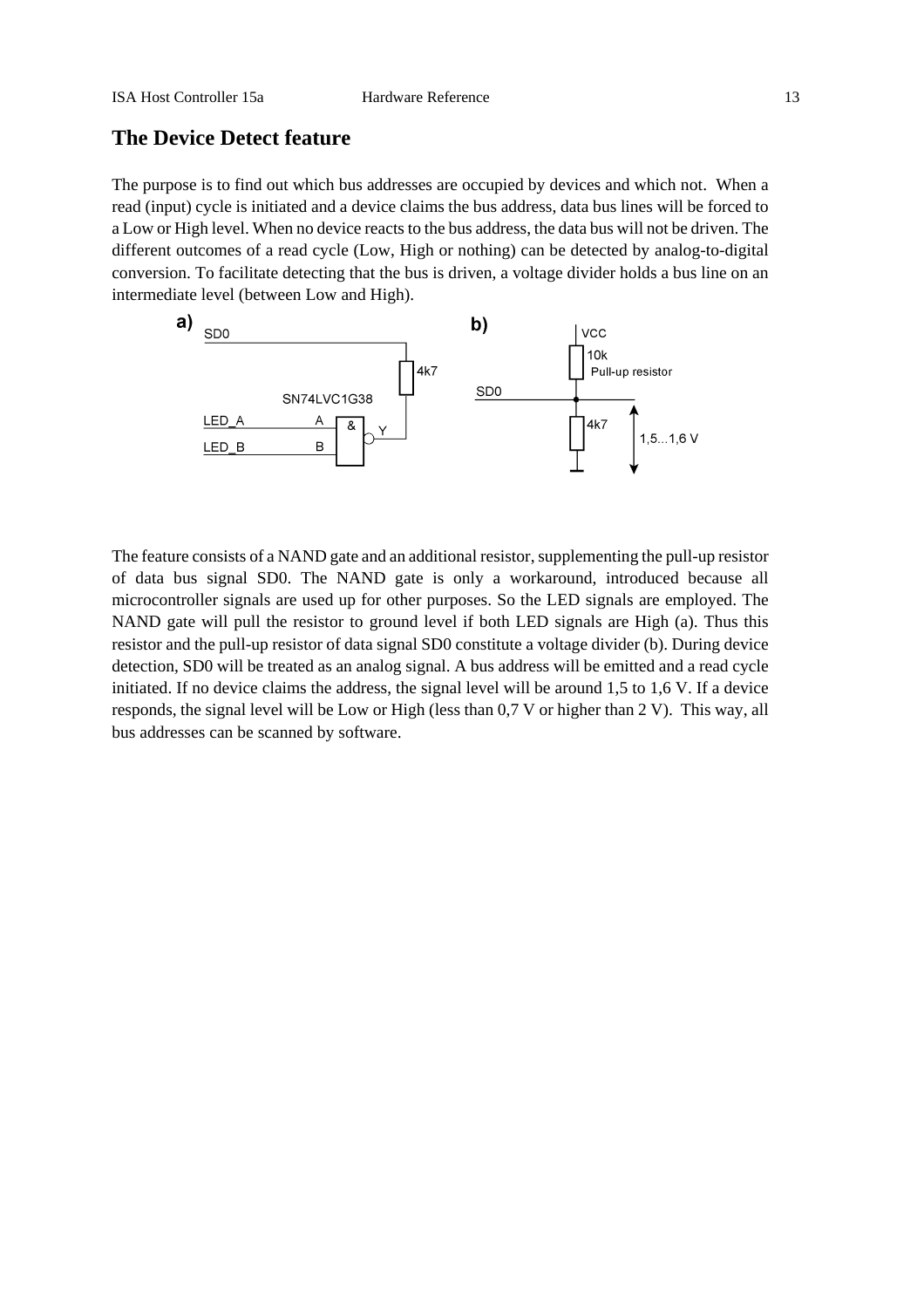## The Device Detect feature

The purpose is to find out which bus addresses are occupied by devices and which not. When a read (input) cycle is initiated and a device claims the bus address, data bus lines will be forced to a Low or High level. When no device reacts to the bus address, the data bus will not be driven. The different outcomes of a read cycle (Low, High or nothing) can be detected by analog-to-digital conversion. To facilitate detecting that the bus is driven, a voltage divider holds a bus line on an intermediate level (between Low and High).

The feature consists of a NAND gate and an additional resistor, supplementing the pull-up resistor of data bus signal SD0. The NAND gate is only a workaround, introduced because all microcontroller signals are used up for other purposes. So the LED signals are employed. The NAND gate will pull the resistor to ground level if both LED signals are High (a). Thus this resistor and the pull-up resistor of data signal SD0 constitute a voltage divider (b). During device detection, SD0 will be treated as an analog signal. A bus address will be emitted and a read cycle initiated. If no device claims the address, the signal level will be around 1,5 to 1,6 V. If a device responds, the signal level will be Low or High (less than 0,7 V or higher than 2 V). This way, all bus addresses can be scanned by software.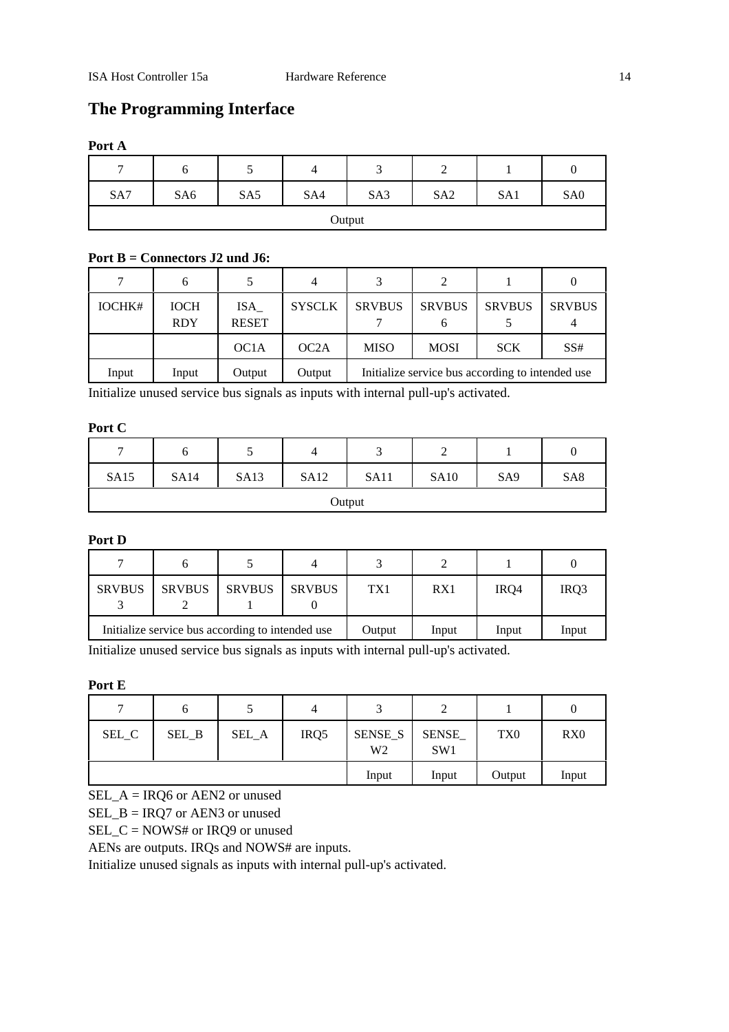## The Programming Interface

**Port A**

| 7 | 6 | 5 | 4 | 3 | 2 | 1 | 0 |
|---|---|---|---|---|---|---|---|
| SA7 | SA6 | SA5 | SA4 | SA3 | SA2 | SA1 | SA0 |
| Output | | | | | | | |

**Port B = Connectors J2 und J6:**

| 7 | 6 | 5 | 4 | 3 | 2 | 1 | 0 |
|---|---|---|---|---|---|---|---|
| IOCHK# | IOCH RDY | ISA_ RESET | SYSCLK | SRVBUS 7 | SRVBUS 6 | SRVBUS 5 | SRVBUS 4 |
| | | OC1A | OC2A | MISO | MOSI | SCK | SS# |
| Input | Input | Output | Output | Initialize service bus according to intended use | | | |

Initialize unused service bus signals as inputs with internal pull-up's activated.

**Port C**

| 7 | 6 | 5 | 4 | 3 | 2 | 1 | 0 |
|---|---|---|---|---|---|---|---|
| SA15 | SA14 | SA13 | SA12 | SA11 | SA10 | SA9 | SA8 |
| Output | | | | | | | |

**Port D**

| 7 | 6 | 5 | 4 | 3 | 2 | 1 | 0 |
|---|---|---|---|---|---|---|---|
| SRVBUS 3 | SRVBUS 2 | SRVBUS 1 | SRVBUS 0 | TX1 | RX1 | IRQ4 | IRQ3 |
| Initialize service bus according to intended use | | | | Output | Input | Input | Input |

Initialize unused service bus signals as inputs with internal pull-up's activated.

**Port E**

| 7 | 6 | 5 | 4 | 3 | 2 | 1 | 0 |
|---|---|---|---|---|---|---|---|
| SEL_C | SEL_B | SEL_A | IRQ5 | SENSE_SW2 | SENSE_SW1 | TX0 | RX0 |
| | | | | Input | Input | Output | Input |

SEL_A = IRQ6 or AEN2 or unused

SEL_B = IRQ7 or AEN3 or unused

SEL_C = NOWS# or IRQ9 or unused

AENs are outputs. IRQs and NOWS# are inputs.

Initialize unused signals as inputs with internal pull-up's activated.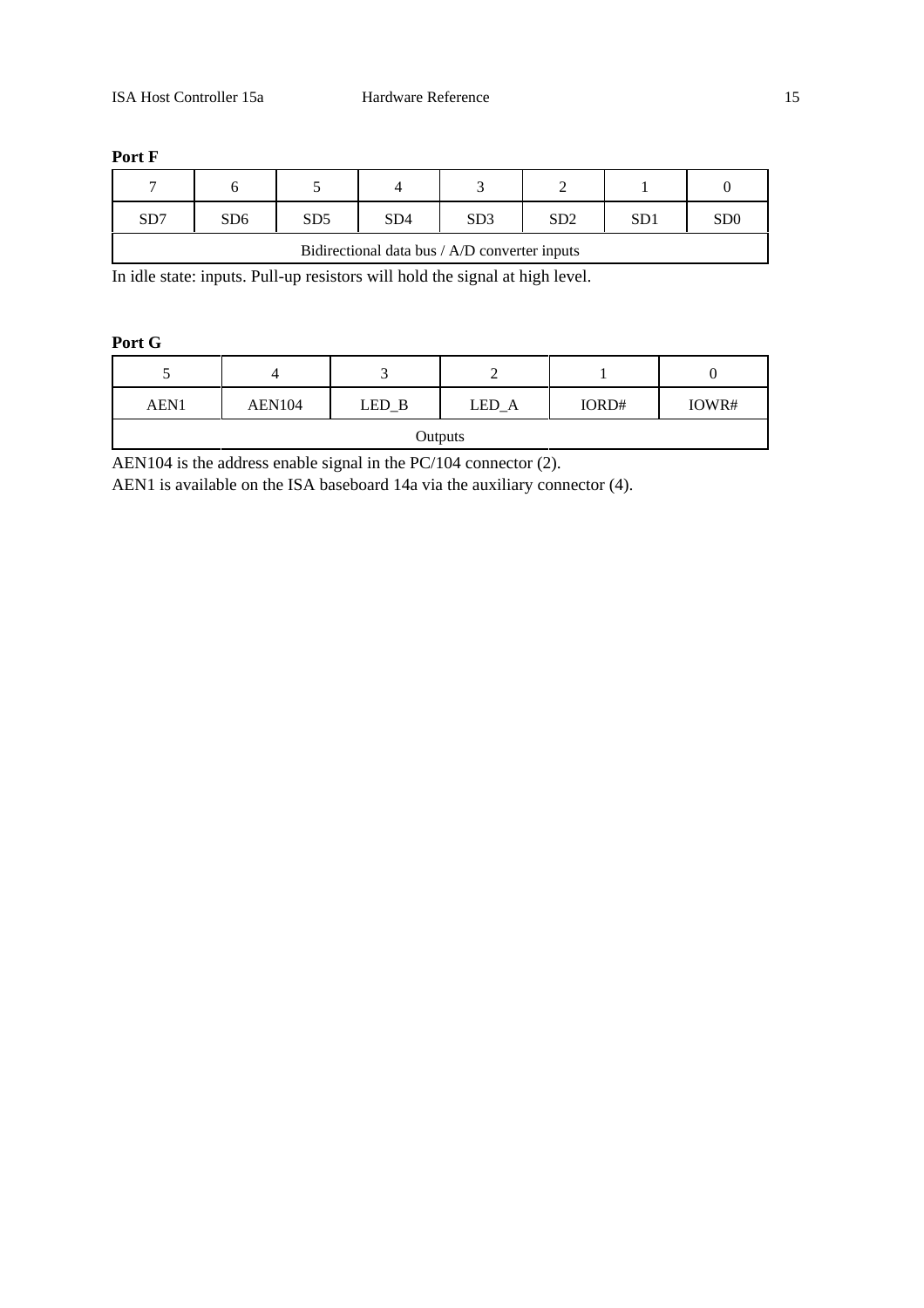**Port F**

| 7 | 6 | 5 | 4 | 3 | 2 | 1 | 0 |
|---|---|---|---|---|---|---|---|
| SD7 | SD6 | SD5 | SD4 | SD3 | SD2 | SD1 | SD0 |
| Bidirectional data bus / A/D converter inputs | | | | | | | |

In idle state: inputs. Pull-up resistors will hold the signal at high level.

**Port G**

| 5 | 4 | 3 | 2 | 1 | 0 |
|---|---|---|---|---|---|
| AEN1 | AEN104 | LED_B | LED_A | IORD# | IOWR# |
| Outputs | | | | | |

AEN104 is the address enable signal in the PC/104 connector (2).
AEN1 is available on the ISA baseboard 14a via the auxiliary connector (4).